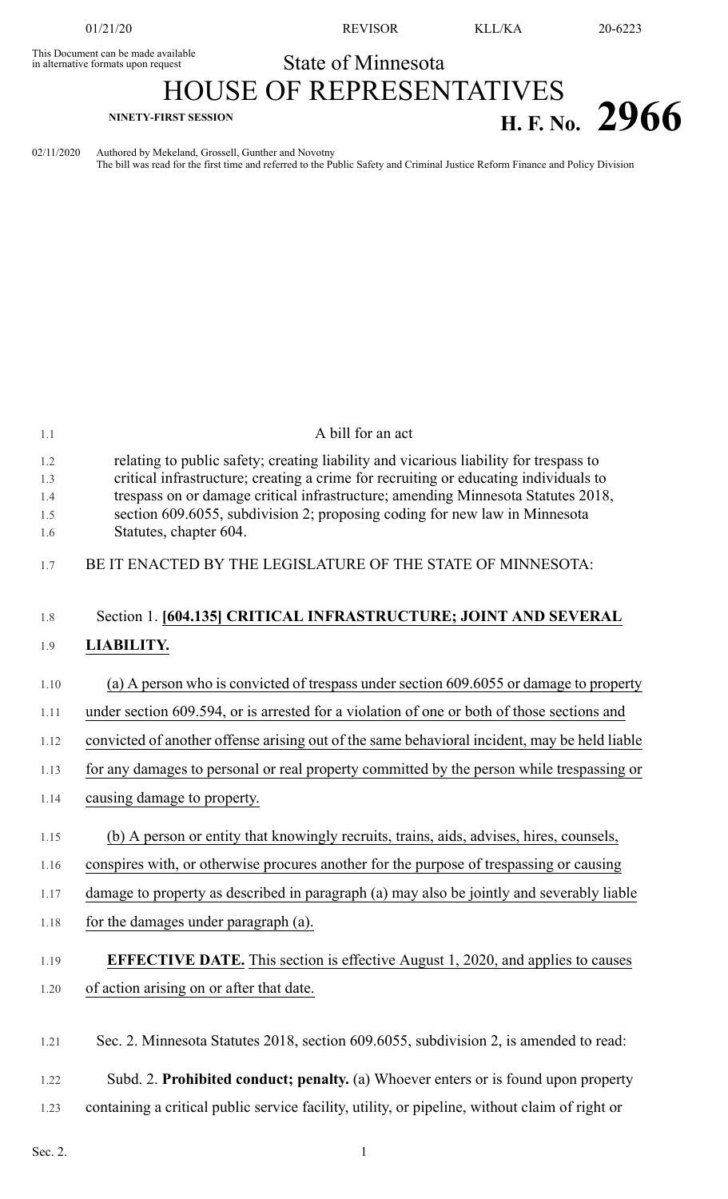This Document can be made available in alternative formats upon request

State of Minnesota

# HOUSE OF REPRESENTATIVES

**NINETY-FIRST SESSION**

# H. F. No. 2966

02/11/2020 Authored by Mekeland, Grossell, Gunther and Novotny
The bill was read for the first time and referred to the Public Safety and Criminal Justice Reform Finance and Policy Division

A bill for an act

relating to public safety; creating liability and vicarious liability for trespass to critical infrastructure; creating a crime for recruiting or educating individuals to trespass on or damage critical infrastructure; amending Minnesota Statutes 2018, section 609.6055, subdivision 2; proposing coding for new law in Minnesota Statutes, chapter 604.

BE IT ENACTED BY THE LEGISLATURE OF THE STATE OF MINNESOTA:

Section 1. **[604.135] CRITICAL INFRASTRUCTURE; JOINT AND SEVERAL LIABILITY.**

(a) A person who is convicted of trespass under section 609.6055 or damage to property under section 609.594, or is arrested for a violation of one or both of those sections and convicted of another offense arising out of the same behavioral incident, may be held liable for any damages to personal or real property committed by the person while trespassing or causing damage to property.

(b) A person or entity that knowingly recruits, trains, aids, advises, hires, counsels, conspires with, or otherwise procures another for the purpose of trespassing or causing damage to property as described in paragraph (a) may also be jointly and severably liable for the damages under paragraph (a).

**EFFECTIVE DATE.** This section is effective August 1, 2020, and applies to causes of action arising on or after that date.

Sec. 2. Minnesota Statutes 2018, section 609.6055, subdivision 2, is amended to read:

Subd. 2. **Prohibited conduct; penalty.** (a) Whoever enters or is found upon property containing a critical public service facility, utility, or pipeline, without claim of right or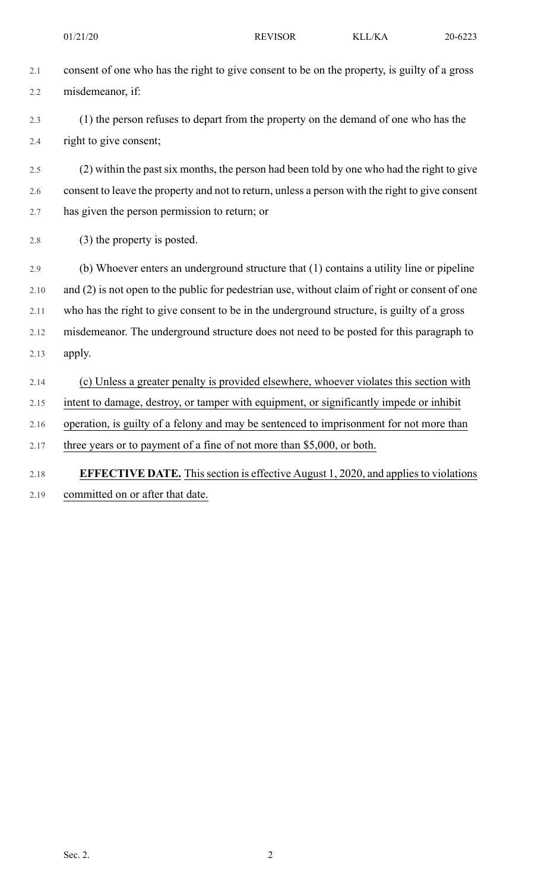consent of one who has the right to give consent to be on the property, is guilty of a gross misdemeanor, if:

(1) the person refuses to depart from the property on the demand of one who has the right to give consent;

(2) within the past six months, the person had been told by one who had the right to give consent to leave the property and not to return, unless a person with the right to give consent has given the person permission to return; or

(3) the property is posted.

(b) Whoever enters an underground structure that (1) contains a utility line or pipeline and (2) is not open to the public for pedestrian use, without claim of right or consent of one who has the right to give consent to be in the underground structure, is guilty of a gross misdemeanor. The underground structure does not need to be posted for this paragraph to apply.

(c) Unless a greater penalty is provided elsewhere, whoever violates this section with intent to damage, destroy, or tamper with equipment, or significantly impede or inhibit operation, is guilty of a felony and may be sentenced to imprisonment for not more than three years or to payment of a fine of not more than $5,000, or both.

**EFFECTIVE DATE.** This section is effective August 1, 2020, and applies to violations committed on or after that date.